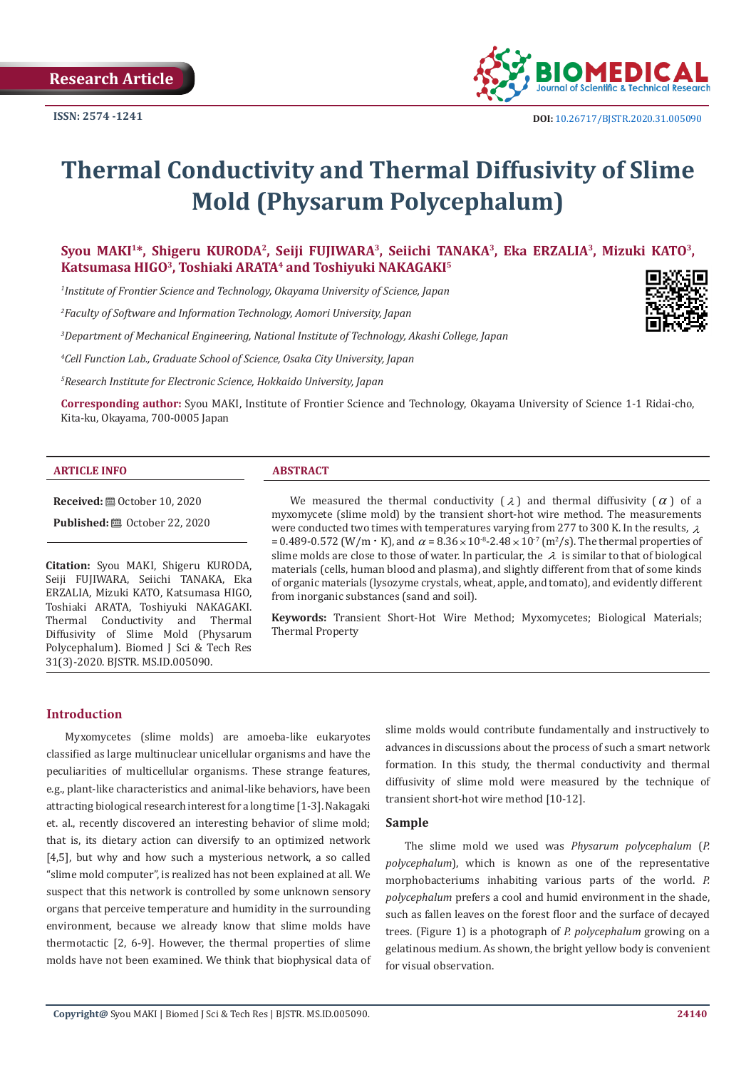Research Article

ISSN: 2574 -1241

DOI: 10.26717/BJSTR.2020.31.005090

# Thermal Conductivity and Thermal Diffusivity of Slime Mold (Physarum Polycephalum)

**Syou MAKI[1]*, Shigeru KURODA[2], Seiji FUJIWARA[3], Seiichi TANAKA[3], Eka ERZALIA[3], Mizuki KATO[3], Katsumasa HIGO[3], Toshiaki ARATA[4] and Toshiyuki NAKAGAKI[5]**

[1]*Institute of Frontier Science and Technology, Okayama University of Science, Japan*

[2]*Faculty of Software and Information Technology, Aomori University, Japan*

[3]*Department of Mechanical Engineering, National Institute of Technology, Akashi College, Japan*

[4]*Cell Function Lab., Graduate School of Science, Osaka City University, Japan*

[5]*Research Institute for Electronic Science, Hokkaido University, Japan*

**Corresponding author:** Syou MAKI, Institute of Frontier Science and Technology, Okayama University of Science 1-1 Ridai-cho, Kita-ku, Okayama, 700-0005 Japan

**ARTICLE INFO**

**Received:** October 10, 2020

**Published:** October 22, 2020

**Citation:** Syou MAKI, Shigeru KURODA, Seiji FUJIWARA, Seiichi TANAKA, Eka ERZALIA, Mizuki KATO, Katsumasa HIGO, Toshiaki ARATA, Toshiyuki NAKAGAKI. Thermal Conductivity and Thermal Diffusivity of Slime Mold (Physarum Polycephalum). Biomed J Sci & Tech Res 31(3)-2020. BJSTR. MS.ID.005090.

**ABSTRACT**

We measured the thermal conductivity ($\lambda$) and thermal diffusivity ($\alpha$) of a myxomycete (slime mold) by the transient short-hot wire method. The measurements were conducted two times with temperatures varying from 277 to 300 K. In the results, $\lambda$ = 0.489-0.572 (W/m・K), and $\alpha = 8.36 \times 10^{-8}$-$2.48 \times 10^{-7}$ ($m^2$/s). The thermal properties of slime molds are close to those of water. In particular, the $\lambda$ is similar to that of biological materials (cells, human blood and plasma), and slightly different from that of some kinds of organic materials (lysozyme crystals, wheat, apple, and tomato), and evidently different from inorganic substances (sand and soil).

**Keywords:** Transient Short-Hot Wire Method; Myxomycetes; Biological Materials; Thermal Property

## Introduction

Myxomycetes (slime molds) are amoeba-like eukaryotes classified as large multinuclear unicellular organisms and have the peculiarities of multicellular organisms. These strange features, e.g., plant-like characteristics and animal-like behaviors, have been attracting biological research interest for a long time [1-3]. Nakagaki et. al., recently discovered an interesting behavior of slime mold; that is, its dietary action can diversify to an optimized network [4,5], but why and how such a mysterious network, a so called "slime mold computer", is realized has not been explained at all. We suspect that this network is controlled by some unknown sensory organs that perceive temperature and humidity in the surrounding environment, because we already know that slime molds have thermotactic [2, 6-9]. However, the thermal properties of slime molds have not been examined. We think that biophysical data of slime molds would contribute fundamentally and instructively to advances in discussions about the process of such a smart network formation. In this study, the thermal conductivity and thermal diffusivity of slime mold were measured by the technique of transient short-hot wire method [10-12].

## Sample

The slime mold we used was *Physarum polycephalum* (*P. polycephalum*), which is known as one of the representative morphobacteriums inhabiting various parts of the world. *P. polycephalum* prefers a cool and humid environment in the shade, such as fallen leaves on the forest floor and the surface of decayed trees. (Figure 1) is a photograph of *P. polycephalum* growing on a gelatinous medium. As shown, the bright yellow body is convenient for visual observation.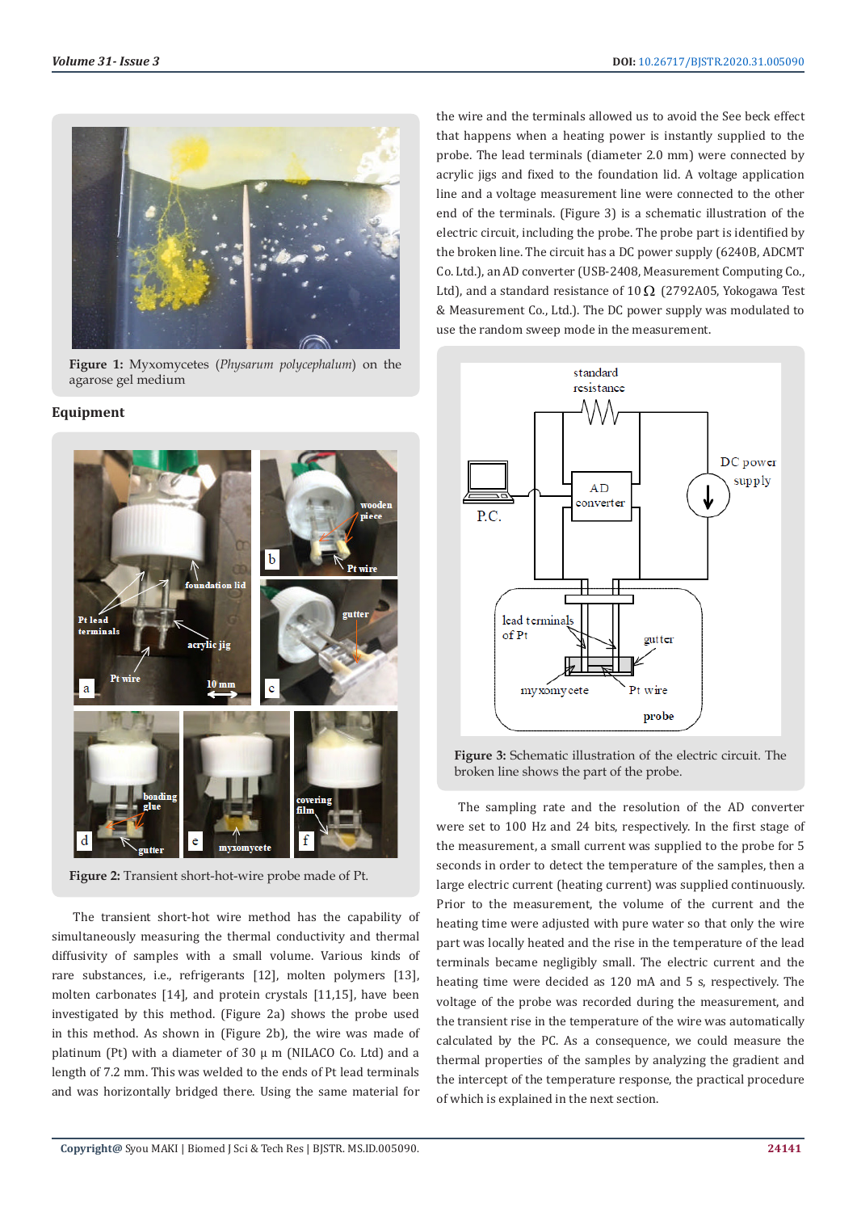**Figure 1:** Myxomycetes (*Physarum polycephalum*) on the agarose gel medium

## Equipment

**Figure 2:** Transient short-hot-wire probe made of Pt.

The transient short-hot wire method has the capability of simultaneously measuring the thermal conductivity and thermal diffusivity of samples with a small volume. Various kinds of rare substances, i.e., refrigerants [12], molten polymers [13], molten carbonates [14], and protein crystals [11,15], have been investigated by this method. (Figure 2a) shows the probe used in this method. As shown in (Figure 2b), the wire was made of platinum (Pt) with a diameter of 30 μ m (NILACO Co. Ltd) and a length of 7.2 mm. This was welded to the ends of Pt lead terminals and was horizontally bridged there. Using the same material for the wire and the terminals allowed us to avoid the See beck effect that happens when a heating power is instantly supplied to the probe. The lead terminals (diameter 2.0 mm) were connected by acrylic jigs and fixed to the foundation lid. A voltage application line and a voltage measurement line were connected to the other end of the terminals. (Figure 3) is a schematic illustration of the electric circuit, including the probe. The probe part is identified by the broken line. The circuit has a DC power supply (6240B, ADCMT Co. Ltd.), an AD converter (USB-2408, Measurement Computing Co., Ltd), and a standard resistance of 10 Ω (2792A05, Yokogawa Test & Measurement Co., Ltd.). The DC power supply was modulated to use the random sweep mode in the measurement.

**Figure 3:** Schematic illustration of the electric circuit. The broken line shows the part of the probe.

The sampling rate and the resolution of the AD converter were set to 100 Hz and 24 bits, respectively. In the first stage of the measurement, a small current was supplied to the probe for 5 seconds in order to detect the temperature of the samples, then a large electric current (heating current) was supplied continuously. Prior to the measurement, the volume of the current and the heating time were adjusted with pure water so that only the wire part was locally heated and the rise in the temperature of the lead terminals became negligibly small. The electric current and the heating time were decided as 120 mA and 5 s, respectively. The voltage of the probe was recorded during the measurement, and the transient rise in the temperature of the wire was automatically calculated by the PC. As a consequence, we could measure the thermal properties of the samples by analyzing the gradient and the intercept of the temperature response, the practical procedure of which is explained in the next section.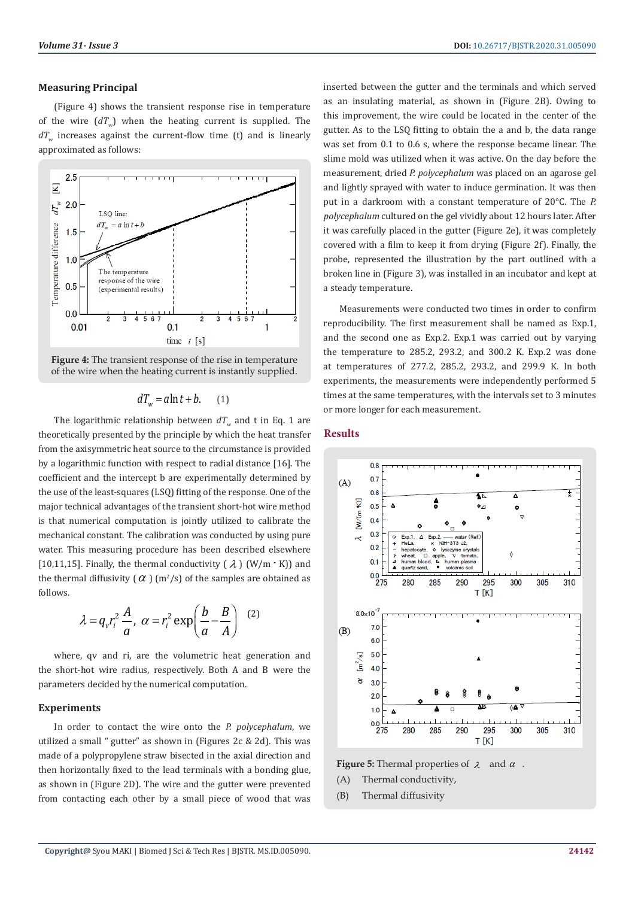### Measuring Principal

(Figure 4) shows the transient response rise in temperature of the wire ($dT_w$) when the heating current is supplied. The $dT_w$ increases against the current-flow time (t) and is linearly approximated as follows:

**Figure 4:** The transient response of the rise in temperature of the wire when the heating current is instantly supplied.

$$dT_w = a \ln t + b. \quad (1)$$

The logarithmic relationship between $dT_w$ and t in Eq. 1 are theoretically presented by the principle by which the heat transfer from the axisymmetric heat source to the circumstance is provided by a logarithmic function with respect to radial distance [16]. The coefficient and the intercept b are experimentally determined by the use of the least-squares (LSQ) fitting of the response. One of the major technical advantages of the transient short-hot wire method is that numerical computation is jointly utilized to calibrate the mechanical constant. The calibration was conducted by using pure water. This measuring procedure has been described elsewhere [10,11,15]. Finally, the thermal conductivity ( $\lambda$ ) (W/m・K)) and the thermal diffusivity ( $\alpha$ ) ($m^2$/s) of the samples are obtained as follows.

$$\lambda = q_v r_i^2 \frac{A}{a}, \ \alpha = r_i^2 \exp\left(\frac{b}{a} - \frac{B}{A}\right) \quad (2)$$

where, qv and ri, are the volumetric heat generation and the short-hot wire radius, respectively. Both A and B were the parameters decided by the numerical computation.

### Experiments

In order to contact the wire onto the *P. polycephalum*, we utilized a small " gutter" as shown in (Figures 2c & 2d). This was made of a polypropylene straw bisected in the axial direction and then horizontally fixed to the lead terminals with a bonding glue, as shown in (Figure 2D). The wire and the gutter were prevented from contacting each other by a small piece of wood that was inserted between the gutter and the terminals and which served as an insulating material, as shown in (Figure 2B). Owing to this improvement, the wire could be located in the center of the gutter. As to the LSQ fitting to obtain the a and b, the data range was set from 0.1 to 0.6 s, where the response became linear. The slime mold was utilized when it was active. On the day before the measurement, dried *P. polycephalum* was placed on an agarose gel and lightly sprayed with water to induce germination. It was then put in a darkroom with a constant temperature of 20°C. The *P. polycephalum* cultured on the gel vividly about 12 hours later. After it was carefully placed in the gutter (Figure 2e), it was completely covered with a film to keep it from drying (Figure 2f). Finally, the probe, represented the illustration by the part outlined with a broken line in (Figure 3), was installed in an incubator and kept at a steady temperature.

Measurements were conducted two times in order to confirm reproducibility. The first measurement shall be named as Exp.1, and the second one as Exp.2. Exp.1 was carried out by varying the temperature to 285.2, 293.2, and 300.2 K. Exp.2 was done at temperatures of 277.2, 285.2, 293.2, and 299.9 K. In both experiments, the measurements were independently performed 5 times at the same temperatures, with the intervals set to 3 minutes or more longer for each measurement.

## Results

**Figure 5:** Thermal properties of $\lambda$ and $\alpha$.

(A) Thermal conductivity,

(B) Thermal diffusivity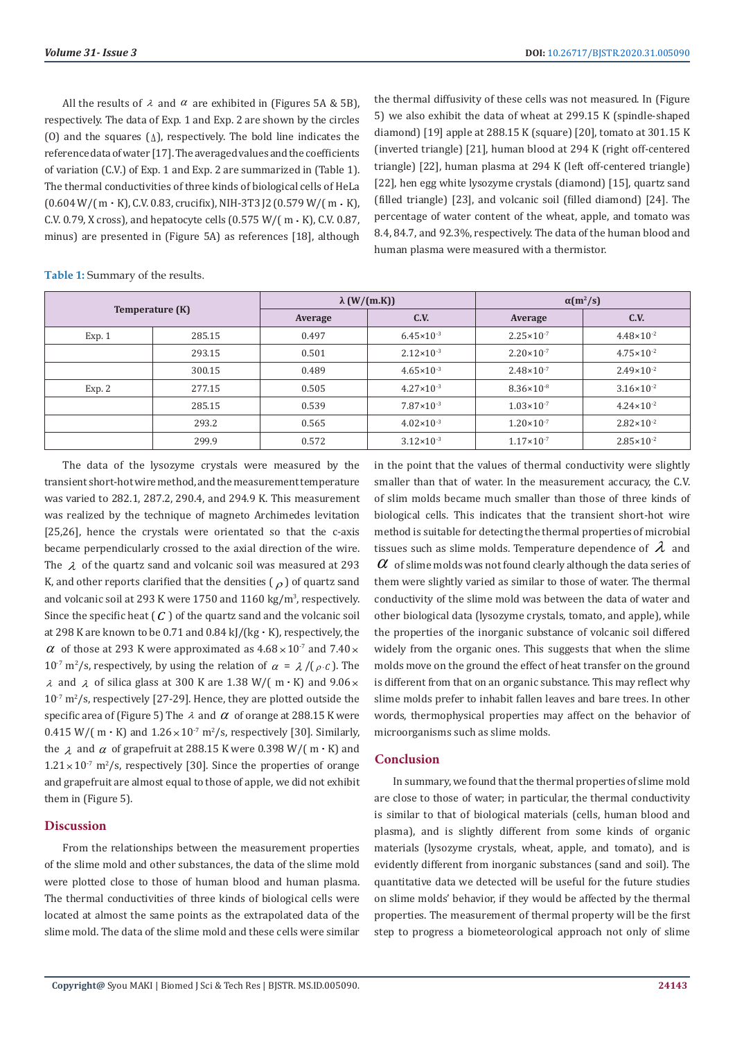All the results of $\lambda$ and $\alpha$ are exhibited in (Figures 5A & 5B), respectively. The data of Exp. 1 and Exp. 2 are shown by the circles (O) and the squares (Δ), respectively. The bold line indicates the reference data of water [17]. The averaged values and the coefficients of variation (C.V.) of Exp. 1 and Exp. 2 are summarized in (Table 1). The thermal conductivities of three kinds of biological cells of HeLa (0.604 W/( m・K), C.V. 0.83, crucifix), NIH-3T3 J2 (0.579 W/( m・K), C.V. 0.79, X cross), and hepatocyte cells (0.575 W/( m・K), C.V. 0.87, minus) are presented in (Figure 5A) as references [18], although the thermal diffusivity of these cells was not measured. In (Figure 5) we also exhibit the data of wheat at 299.15 K (spindle-shaped diamond) [19] apple at 288.15 K (square) [20], tomato at 301.15 K (inverted triangle) [21], human blood at 294 K (right off-centered triangle) [22], human plasma at 294 K (left off-centered triangle) [22], hen egg white lysozyme crystals (diamond) [15], quartz sand (filled triangle) [23], and volcanic soil (filled diamond) [24]. The percentage of water content of the wheat, apple, and tomato was 8.4, 84.7, and 92.3%, respectively. The data of the human blood and human plasma were measured with a thermistor.

**Table 1:** Summary of the results.

| Temperature (K) | | λ (W/(m.K)) | | α(m²/s) | |
|---|---|---|---|---|---|
| | | Average | C.V. | Average | C.V. |
| Exp. 1 | 285.15 | 0.497 | $6.45\times10^{-3}$ | $2.25\times10^{-7}$ | $4.48\times10^{-2}$ |
| | 293.15 | 0.501 | $2.12\times10^{-3}$ | $2.20\times10^{-7}$ | $4.75\times10^{-2}$ |
| | 300.15 | 0.489 | $4.65\times10^{-3}$ | $2.48\times10^{-7}$ | $2.49\times10^{-2}$ |
| Exp. 2 | 277.15 | 0.505 | $4.27\times10^{-3}$ | $8.36\times10^{-8}$ | $3.16\times10^{-2}$ |
| | 285.15 | 0.539 | $7.87\times10^{-3}$ | $1.03\times10^{-7}$ | $4.24\times10^{-2}$ |
| | 293.2 | 0.565 | $4.02\times10^{-3}$ | $1.20\times10^{-7}$ | $2.82\times10^{-2}$ |
| | 299.9 | 0.572 | $3.12\times10^{-3}$ | $1.17\times10^{-7}$ | $2.85\times10^{-2}$ |

The data of the lysozyme crystals were measured by the transient short-hot wire method, and the measurement temperature was varied to 282.1, 287.2, 290.4, and 294.9 K. This measurement was realized by the technique of magneto Archimedes levitation [25,26], hence the crystals were orientated so that the c-axis became perpendicularly crossed to the axial direction of the wire. The $\lambda$ of the quartz sand and volcanic soil was measured at 293 K, and other reports clarified that the densities ( $\rho$ ) of quartz sand and volcanic soil at 293 K were 1750 and 1160 kg/m³, respectively. Since the specific heat ( $C$ ) of the quartz sand and the volcanic soil at 298 K are known to be 0.71 and 0.84 kJ/(kg・K), respectively, the $\alpha$ of those at 293 K were approximated as $4.68\times10^{-7}$ and $7.40\times10^{-7}$ m²/s, respectively, by using the relation of $\alpha = \lambda/(\rho\cdot c)$. The $\lambda$ and $\lambda$ of silica glass at 300 K are 1.38 W/( m・K) and $9.06\times10^{-7}$ m²/s, respectively [27-29]. Hence, they are plotted outside the specific area of (Figure 5) The $\lambda$ and $\alpha$ of orange at 288.15 K were 0.415 W/( m・K) and $1.26\times10^{-7}$ m²/s, respectively [30]. Similarly, the $\lambda$ and $\alpha$ of grapefruit at 288.15 K were 0.398 W/( m・K) and $1.21\times10^{-7}$ m²/s, respectively [30]. Since the properties of orange and grapefruit are almost equal to those of apple, we did not exhibit them in (Figure 5).

## Discussion

From the relationships between the measurement properties of the slime mold and other substances, the data of the slime mold were plotted close to those of human blood and human plasma. The thermal conductivities of three kinds of biological cells were located at almost the same points as the extrapolated data of the slime mold. The data of the slime mold and these cells were similar in the point that the values of thermal conductivity were slightly smaller than that of water. In the measurement accuracy, the C.V. of slim molds became much smaller than those of three kinds of biological cells. This indicates that the transient short-hot wire method is suitable for detecting the thermal properties of microbial tissues such as slime molds. Temperature dependence of $\lambda$ and $\alpha$ of slime molds was not found clearly although the data series of them were slightly varied as similar to those of water. The thermal conductivity of the slime mold was between the data of water and other biological data (lysozyme crystals, tomato, and apple), while the properties of the inorganic substance of volcanic soil differed widely from the organic ones. This suggests that when the slime molds move on the ground the effect of heat transfer on the ground is different from that on an organic substance. This may reflect why slime molds prefer to inhabit fallen leaves and bare trees. In other words, thermophysical properties may affect on the behavior of microorganisms such as slime molds.

## Conclusion

In summary, we found that the thermal properties of slime mold are close to those of water; in particular, the thermal conductivity is similar to that of biological materials (cells, human blood and plasma), and is slightly different from some kinds of organic materials (lysozyme crystals, wheat, apple, and tomato), and is evidently different from inorganic substances (sand and soil). The quantitative data we detected will be useful for the future studies on slime molds' behavior, if they would be affected by the thermal properties. The measurement of thermal property will be the first step to progress a biometeorological approach not only of slime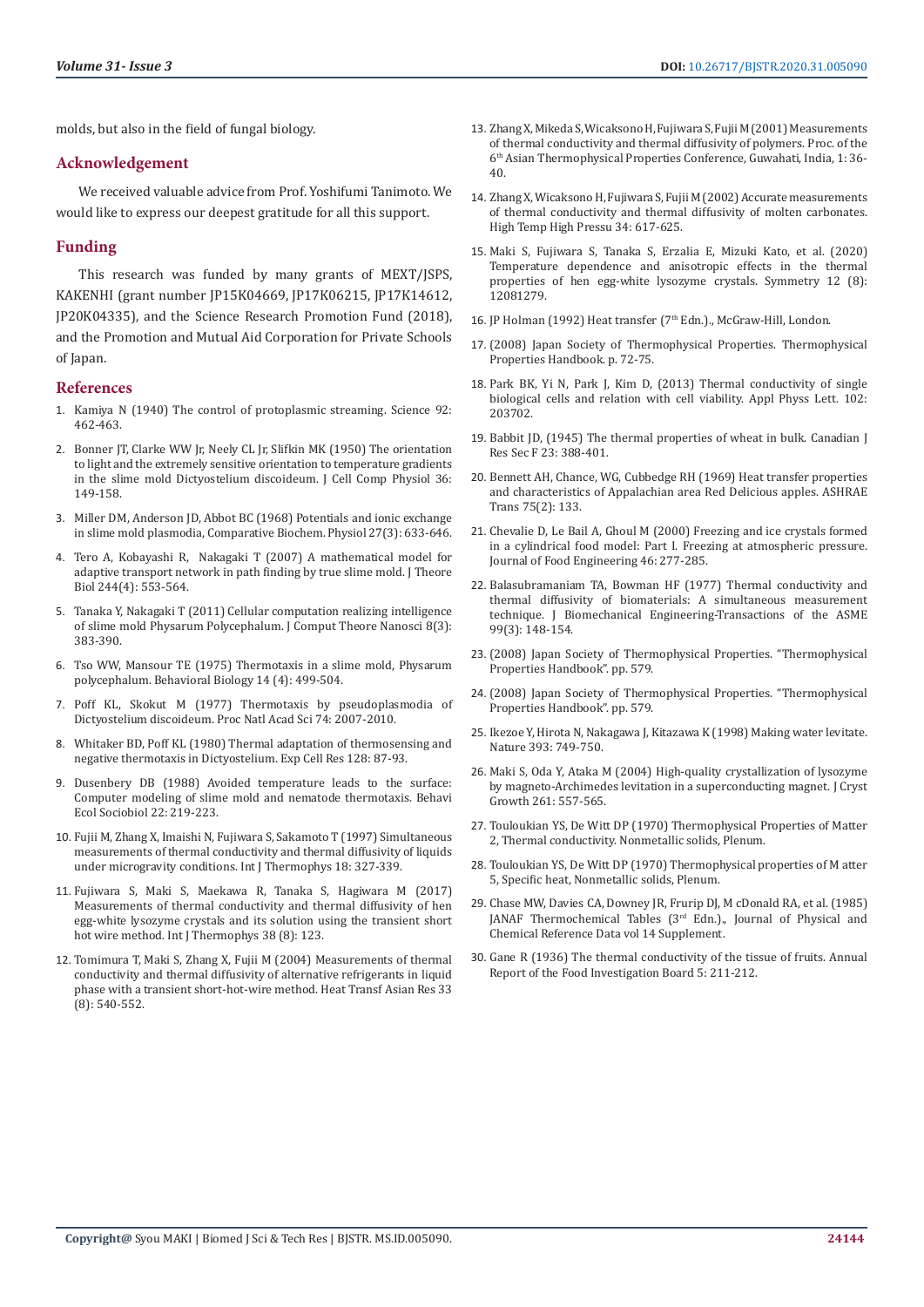molds, but also in the field of fungal biology.

## Acknowledgement

We received valuable advice from Prof. Yoshifumi Tanimoto. We would like to express our deepest gratitude for all this support.

## Funding

This research was funded by many grants of MEXT/JSPS, KAKENHI (grant number JP15K04669, JP17K06215, JP17K14612, JP20K04335), and the Science Research Promotion Fund (2018), and the Promotion and Mutual Aid Corporation for Private Schools of Japan.

## References

1. Kamiya N (1940) The control of protoplasmic streaming. Science 92: 462-463.
2. Bonner JT, Clarke WW Jr, Neely CL Jr, Slifkin MK (1950) The orientation to light and the extremely sensitive orientation to temperature gradients in the slime mold Dictyostelium discoideum. J Cell Comp Physiol 36: 149-158.
3. Miller DM, Anderson JD, Abbot BC (1968) Potentials and ionic exchange in slime mold plasmodia, Comparative Biochem. Physiol 27(3): 633-646.
4. Tero A, Kobayashi R, Nakagaki T (2007) A mathematical model for adaptive transport network in path finding by true slime mold. J Theore Biol 244(4): 553-564.
5. Tanaka Y, Nakagaki T (2011) Cellular computation realizing intelligence of slime mold Physarum Polycephalum. J Comput Theore Nanosci 8(3): 383-390.
6. Tso WW, Mansour TE (1975) Thermotaxis in a slime mold, Physarum polycephalum. Behavioral Biology 14 (4): 499-504.
7. Poff KL, Skokut M (1977) Thermotaxis by pseudoplasmodia of Dictyostelium discoideum. Proc Natl Acad Sci 74: 2007-2010.
8. Whitaker BD, Poff KL (1980) Thermal adaptation of thermosensing and negative thermotaxis in Dictyostelium. Exp Cell Res 128: 87-93.
9. Dusenbery DB (1988) Avoided temperature leads to the surface: Computer modeling of slime mold and nematode thermotaxis. Behavi Ecol Sociobiol 22: 219-223.
10. Fujii M, Zhang X, Imaishi N, Fujiwara S, Sakamoto T (1997) Simultaneous measurements of thermal conductivity and thermal diffusivity of liquids under microgravity conditions. Int J Thermophys 18: 327-339.
11. Fujiwara S, Maki S, Maekawa R, Tanaka S, Hagiwara M (2017) Measurements of thermal conductivity and thermal diffusivity of hen egg-white lysozyme crystals and its solution using the transient short hot wire method. Int J Thermophys 38 (8): 123.
12. Tomimura T, Maki S, Zhang X, Fujii M (2004) Measurements of thermal conductivity and thermal diffusivity of alternative refrigerants in liquid phase with a transient short-hot-wire method. Heat Transf Asian Res 33 (8): 540-552.
13. Zhang X, Mikeda S, Wicaksono H, Fujiwara S, Fujii M (2001) Measurements of thermal conductivity and thermal diffusivity of polymers. Proc. of the 6th Asian Thermophysical Properties Conference, Guwahati, India, 1: 36-40.
14. Zhang X, Wicaksono H, Fujiwara S, Fujii M (2002) Accurate measurements of thermal conductivity and thermal diffusivity of molten carbonates. High Temp High Pressu 34: 617-625.
15. Maki S, Fujiwara S, Tanaka S, Erzalia E, Mizuki Kato, et al. (2020) Temperature dependence and anisotropic effects in the thermal properties of hen egg-white lysozyme crystals. Symmetry 12 (8): 12081279.
16. JP Holman (1992) Heat transfer (7th Edn.)., McGraw-Hill, London.
17. (2008) Japan Society of Thermophysical Properties. Thermophysical Properties Handbook. p. 72-75.
18. Park BK, Yi N, Park J, Kim D, (2013) Thermal conductivity of single biological cells and relation with cell viability. Appl Physs Lett. 102: 203702.
19. Babbit JD, (1945) The thermal properties of wheat in bulk. Canadian J Res Sec F 23: 388-401.
20. Bennett AH, Chance, WG, Cubbedge RH (1969) Heat transfer properties and characteristics of Appalachian area Red Delicious apples. ASHRAE Trans 75(2): 133.
21. Chevalie D, Le Bail A, Ghoul M (2000) Freezing and ice crystals formed in a cylindrical food model: Part I. Freezing at atmospheric pressure. Journal of Food Engineering 46: 277-285.
22. Balasubramaniam TA, Bowman HF (1977) Thermal conductivity and thermal diffusivity of biomaterials: A simultaneous measurement technique. J Biomechanical Engineering-Transactions of the ASME 99(3): 148-154.
23. (2008) Japan Society of Thermophysical Properties. "Thermophysical Properties Handbook". pp. 579.
24. (2008) Japan Society of Thermophysical Properties. "Thermophysical Properties Handbook". pp. 579.
25. Ikezoe Y, Hirota N, Nakagawa J, Kitazawa K (1998) Making water levitate. Nature 393: 749-750.
26. Maki S, Oda Y, Ataka M (2004) High-quality crystallization of lysozyme by magneto-Archimedes levitation in a superconducting magnet. J Cryst Growth 261: 557-565.
27. Touloukian YS, De Witt DP (1970) Thermophysical Properties of Matter 2, Thermal conductivity. Nonmetallic solids, Plenum.
28. Touloukian YS, De Witt DP (1970) Thermophysical properties of M atter 5, Specific heat, Nonmetallic solids, Plenum.
29. Chase MW, Davies CA, Downey JR, Frurip DJ, M cDonald RA, et al. (1985) JANAF Thermochemical Tables (3rd Edn.)., Journal of Physical and Chemical Reference Data vol 14 Supplement.
30. Gane R (1936) The thermal conductivity of the tissue of fruits. Annual Report of the Food Investigation Board 5: 211-212.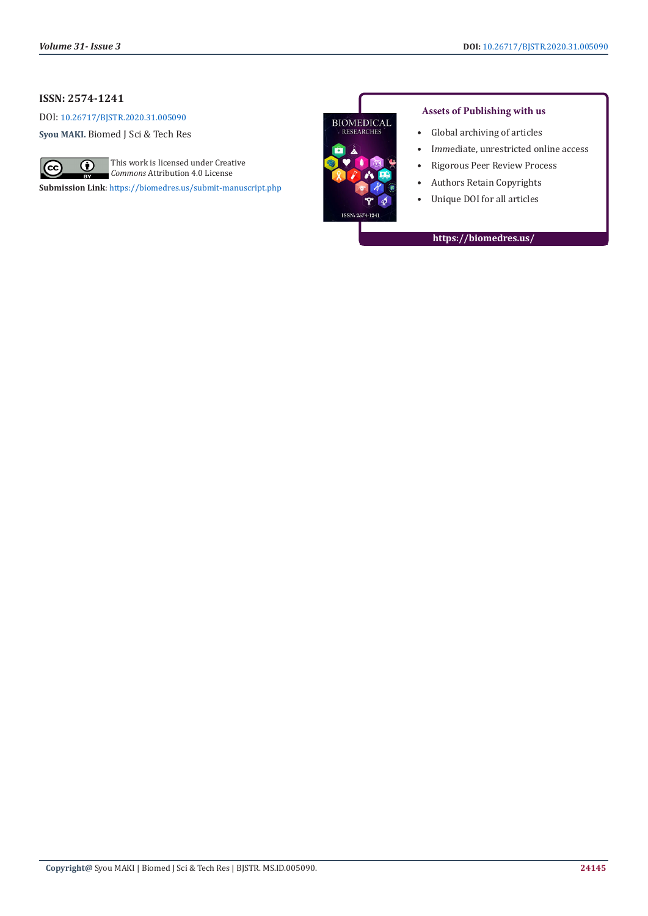**ISSN: 2574-1241**

DOI: 10.26717/BJSTR.2020.31.005090

**Syou MAKI.** Biomed J Sci & Tech Res

This work is licensed under Creative *Commons* Attribution 4.0 License

**Submission Link**: https://biomedres.us/submit-manuscript.php

### Assets of Publishing with us

- Global archiving of articles
- Immediate, unrestricted online access
- Rigorous Peer Review Process
- Authors Retain Copyrights
- Unique DOI for all articles

**https://biomedres.us/**